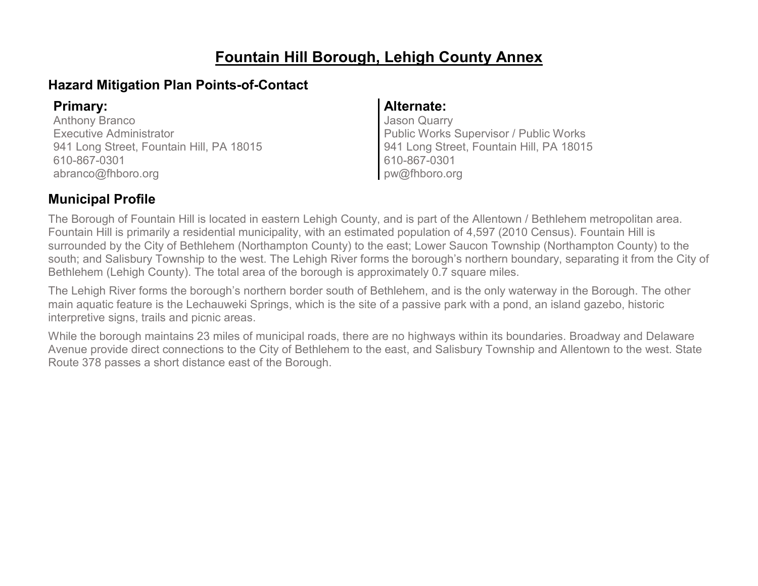# Fountain Hill Borough, Lehigh County Annex

## Hazard Mitigation Plan Points-of-Contact

### Primary:

Anthony Branco
Executive Administrator
941 Long Street, Fountain Hill, PA 18015
610-867-0301
abranco@fhboro.org

### Alternate:

Jason Quarry
Public Works Supervisor / Public Works
941 Long Street, Fountain Hill, PA 18015
610-867-0301
pw@fhboro.org

## Municipal Profile

The Borough of Fountain Hill is located in eastern Lehigh County, and is part of the Allentown / Bethlehem metropolitan area. Fountain Hill is primarily a residential municipality, with an estimated population of 4,597 (2010 Census). Fountain Hill is surrounded by the City of Bethlehem (Northampton County) to the east; Lower Saucon Township (Northampton County) to the south; and Salisbury Township to the west. The Lehigh River forms the borough's northern boundary, separating it from the City of Bethlehem (Lehigh County). The total area of the borough is approximately 0.7 square miles.

The Lehigh River forms the borough's northern border south of Bethlehem, and is the only waterway in the Borough. The other main aquatic feature is the Lechauweki Springs, which is the site of a passive park with a pond, an island gazebo, historic interpretive signs, trails and picnic areas.

While the borough maintains 23 miles of municipal roads, there are no highways within its boundaries. Broadway and Delaware Avenue provide direct connections to the City of Bethlehem to the east, and Salisbury Township and Allentown to the west. State Route 378 passes a short distance east of the Borough.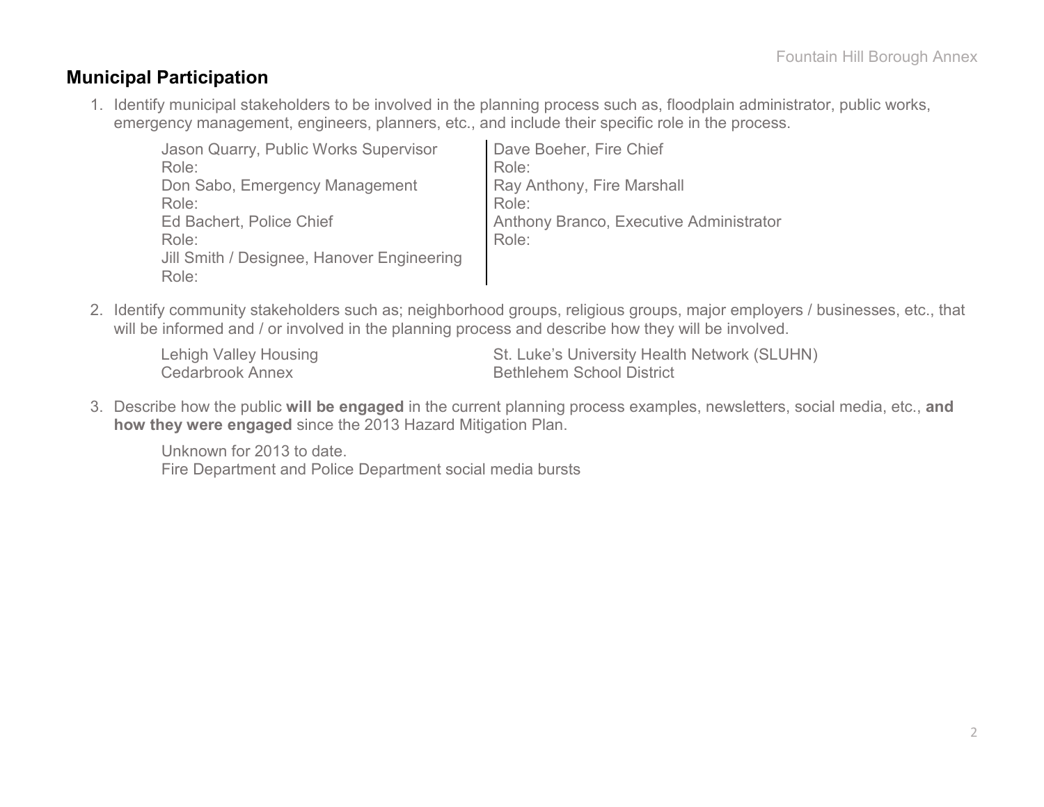## Municipal Participation

1. Identify municipal stakeholders to be involved in the planning process such as, floodplain administrator, public works, emergency management, engineers, planners, etc., and include their specific role in the process.

   Jason Quarry, Public Works Supervisor
   Role:
   Don Sabo, Emergency Management
   Role:
   Ed Bachert, Police Chief
   Role:
   Jill Smith / Designee, Hanover Engineering
   Role:
   Dave Boeher, Fire Chief
   Role:
   Ray Anthony, Fire Marshall
   Role:
   Anthony Branco, Executive Administrator
   Role:

2. Identify community stakeholders such as; neighborhood groups, religious groups, major employers / businesses, etc., that will be informed and / or involved in the planning process and describe how they will be involved.

   Lehigh Valley Housing
   Cedarbrook Annex
   St. Luke's University Health Network (SLUHN)
   Bethlehem School District

3. Describe how the public **will be engaged** in the current planning process examples, newsletters, social media, etc., **and how they were engaged** since the 2013 Hazard Mitigation Plan.

   Unknown for 2013 to date.
   Fire Department and Police Department social media bursts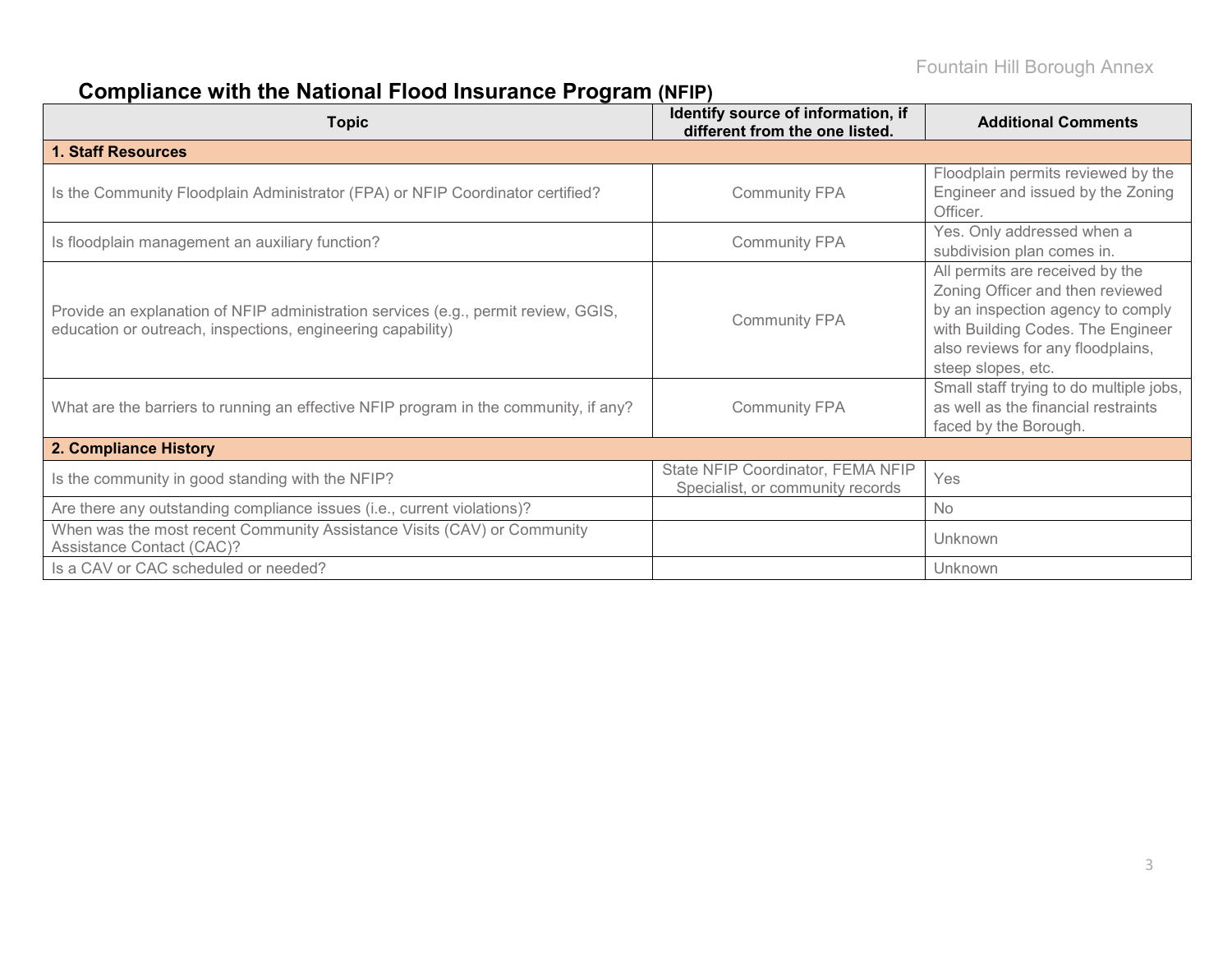## Compliance with the National Flood Insurance Program (NFIP)

| Topic | Identify source of information, if different from the one listed. | Additional Comments |
|---|---|---|
| **1. Staff Resources** | | |
| Is the Community Floodplain Administrator (FPA) or NFIP Coordinator certified? | Community FPA | Floodplain permits reviewed by the Engineer and issued by the Zoning Officer. |
| Is floodplain management an auxiliary function? | Community FPA | Yes. Only addressed when a subdivision plan comes in. |
| Provide an explanation of NFIP administration services (e.g., permit review, GGIS, education or outreach, inspections, engineering capability) | Community FPA | All permits are received by the Zoning Officer and then reviewed by an inspection agency to comply with Building Codes. The Engineer also reviews for any floodplains, steep slopes, etc. |
| What are the barriers to running an effective NFIP program in the community, if any? | Community FPA | Small staff trying to do multiple jobs, as well as the financial restraints faced by the Borough. |
| **2. Compliance History** | | |
| Is the community in good standing with the NFIP? | State NFIP Coordinator, FEMA NFIP Specialist, or community records | Yes |
| Are there any outstanding compliance issues (i.e., current violations)? | | No |
| When was the most recent Community Assistance Visits (CAV) or Community Assistance Contact (CAC)? | | Unknown |
| Is a CAV or CAC scheduled or needed? | | Unknown |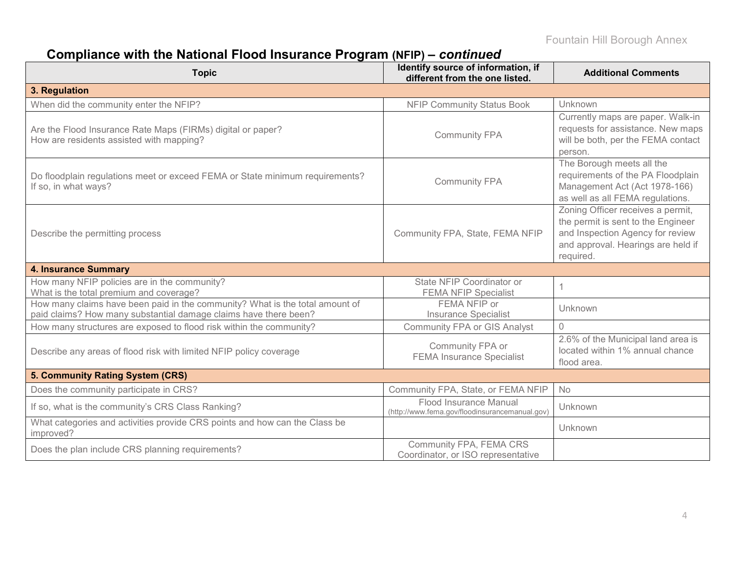## Compliance with the National Flood Insurance Program (NFIP) – *continued*

| Topic | Identify source of information, if different from the one listed. | Additional Comments |
|---|---|---|
| **3. Regulation** | | |
| When did the community enter the NFIP? | NFIP Community Status Book | Unknown |
| Are the Flood Insurance Rate Maps (FIRMs) digital or paper? How are residents assisted with mapping? | Community FPA | Currently maps are paper. Walk-in requests for assistance. New maps will be both, per the FEMA contact person. |
| Do floodplain regulations meet or exceed FEMA or State minimum requirements? If so, in what ways? | Community FPA | The Borough meets all the requirements of the PA Floodplain Management Act (Act 1978-166) as well as all FEMA regulations. |
| Describe the permitting process | Community FPA, State, FEMA NFIP | Zoning Officer receives a permit, the permit is sent to the Engineer and Inspection Agency for review and approval. Hearings are held if required. |
| **4. Insurance Summary** | | |
| How many NFIP policies are in the community? What is the total premium and coverage? | State NFIP Coordinator or FEMA NFIP Specialist | 1 |
| How many claims have been paid in the community? What is the total amount of paid claims? How many substantial damage claims have there been? | FEMA NFIP or Insurance Specialist | Unknown |
| How many structures are exposed to flood risk within the community? | Community FPA or GIS Analyst | 0 |
| Describe any areas of flood risk with limited NFIP policy coverage | Community FPA or FEMA Insurance Specialist | 2.6% of the Municipal land area is located within 1% annual chance flood area. |
| **5. Community Rating System (CRS)** | | |
| Does the community participate in CRS? | Community FPA, State, or FEMA NFIP | No |
| If so, what is the community's CRS Class Ranking? | Flood Insurance Manual (http://www.fema.gov/floodinsurancemanual.gov) | Unknown |
| What categories and activities provide CRS points and how can the Class be improved? | | Unknown |
| Does the plan include CRS planning requirements? | Community FPA, FEMA CRS Coordinator, or ISO representative | |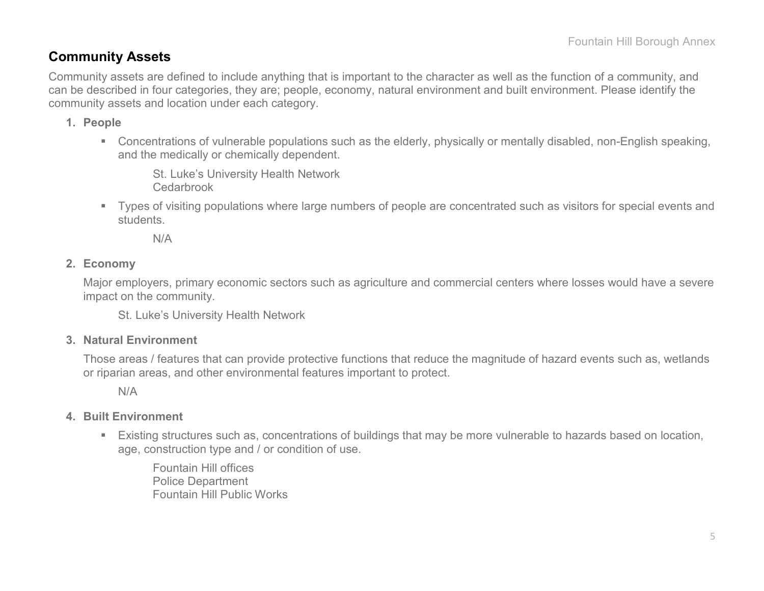## Community Assets

Community assets are defined to include anything that is important to the character as well as the function of a community, and can be described in four categories, they are; people, economy, natural environment and built environment. Please identify the community assets and location under each category.

1. **People**

   - Concentrations of vulnerable populations such as the elderly, physically or mentally disabled, non-English speaking, and the medically or chemically dependent.

     St. Luke's University Health Network
     Cedarbrook

   - Types of visiting populations where large numbers of people are concentrated such as visitors for special events and students.

     N/A

2. **Economy**

   Major employers, primary economic sectors such as agriculture and commercial centers where losses would have a severe impact on the community.

   St. Luke's University Health Network

3. **Natural Environment**

   Those areas / features that can provide protective functions that reduce the magnitude of hazard events such as, wetlands or riparian areas, and other environmental features important to protect.

   N/A

4. **Built Environment**

   - Existing structures such as, concentrations of buildings that may be more vulnerable to hazards based on location, age, construction type and / or condition of use.

     Fountain Hill offices
     Police Department
     Fountain Hill Public Works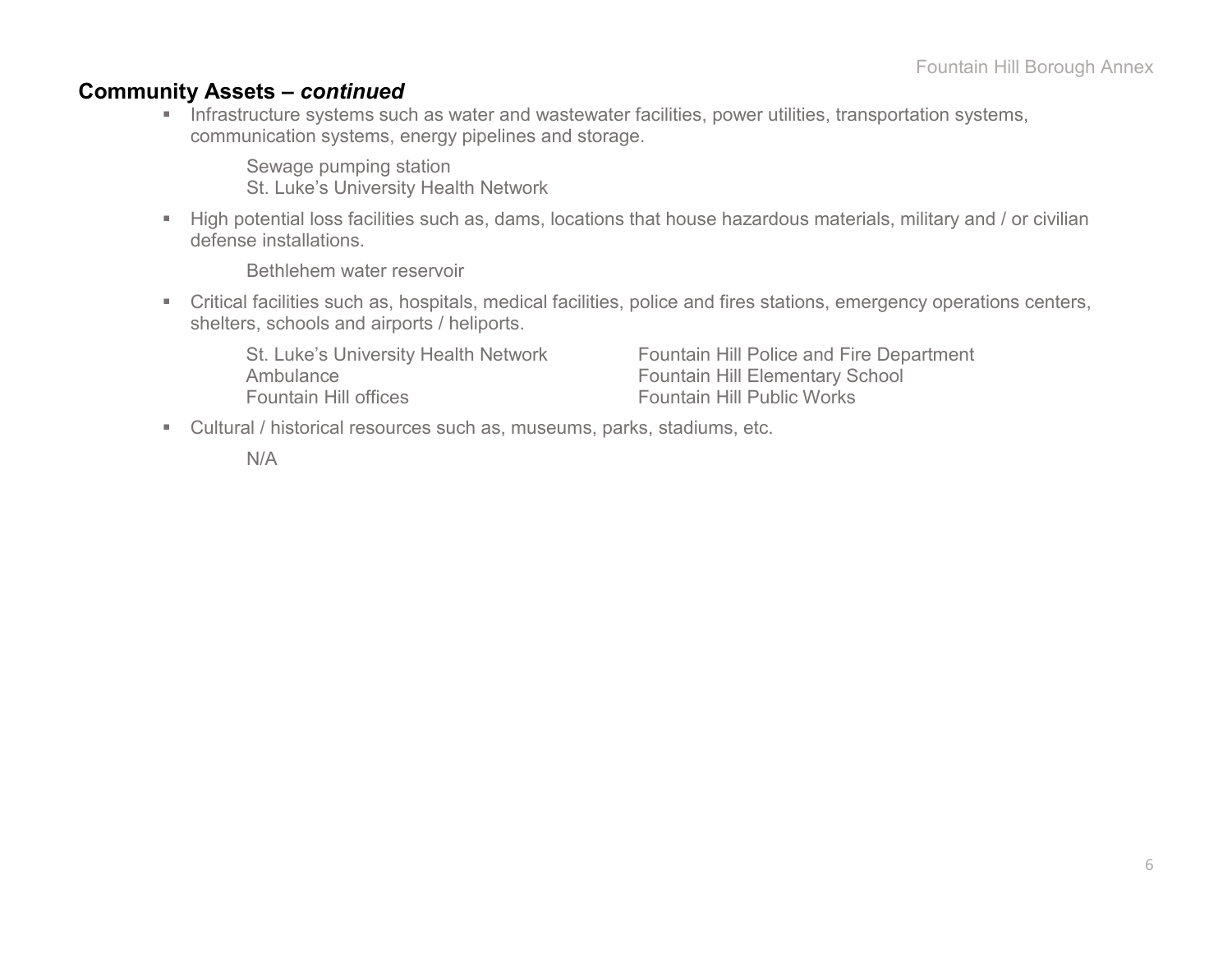## Community Assets – *continued*

- Infrastructure systems such as water and wastewater facilities, power utilities, transportation systems, communication systems, energy pipelines and storage.

  Sewage pumping station
  St. Luke's University Health Network

- High potential loss facilities such as, dams, locations that house hazardous materials, military and / or civilian defense installations.

  Bethlehem water reservoir

- Critical facilities such as, hospitals, medical facilities, police and fires stations, emergency operations centers, shelters, schools and airports / heliports.

  St. Luke's University Health Network
  Ambulance
  Fountain Hill offices
  Fountain Hill Police and Fire Department
  Fountain Hill Elementary School
  Fountain Hill Public Works

- Cultural / historical resources such as, museums, parks, stadiums, etc.

  N/A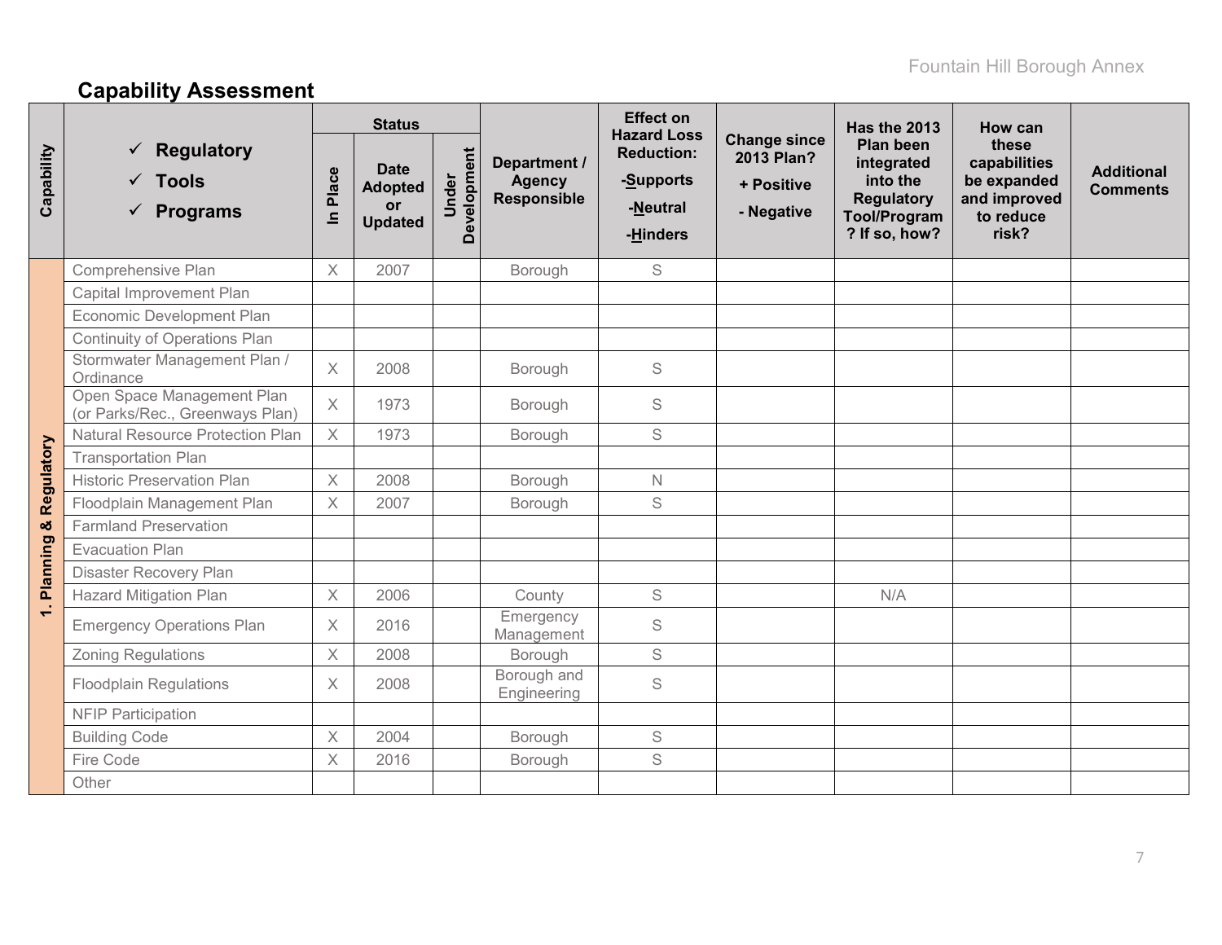## Capability Assessment

| Capability | ✓ Regulatory<br>✓ Tools<br>✓ Programs | Status | | | Department / Agency Responsible | Effect on Hazard Loss Reduction:<br>-Supports<br>-Neutral<br>-Hinders | Change since 2013 Plan?<br>+ Positive<br>- Negative | Has the 2013 Plan been integrated into the Regulatory Tool/Program? If so, how? | How can these capabilities be expanded and improved to reduce risk? | Additional Comments |
|---|---|---|---|---|---|---|---|---|---|---|
| | | In Place | Date Adopted or Updated | Under Development | | | | | | |
| 1. Planning & Regulatory | Comprehensive Plan | X | 2007 | | Borough | S | | | | |
| | Capital Improvement Plan | | | | | | | | | |
| | Economic Development Plan | | | | | | | | | |
| | Continuity of Operations Plan | | | | | | | | | |
| | Stormwater Management Plan / Ordinance | X | 2008 | | Borough | S | | | | |
| | Open Space Management Plan (or Parks/Rec., Greenways Plan) | X | 1973 | | Borough | S | | | | |
| | Natural Resource Protection Plan | X | 1973 | | Borough | S | | | | |
| | Transportation Plan | | | | | | | | | |
| | Historic Preservation Plan | X | 2008 | | Borough | N | | | | |
| | Floodplain Management Plan | X | 2007 | | Borough | S | | | | |
| | Farmland Preservation | | | | | | | | | |
| | Evacuation Plan | | | | | | | | | |
| | Disaster Recovery Plan | | | | | | | | | |
| | Hazard Mitigation Plan | X | 2006 | | County | S | | N/A | | |
| | Emergency Operations Plan | X | 2016 | | Emergency Management | S | | | | |
| | Zoning Regulations | X | 2008 | | Borough | S | | | | |
| | Floodplain Regulations | X | 2008 | | Borough and Engineering | S | | | | |
| | NFIP Participation | | | | | | | | | |
| | Building Code | X | 2004 | | Borough | S | | | | |
| | Fire Code | X | 2016 | | Borough | S | | | | |
| | Other | | | | | | | | | |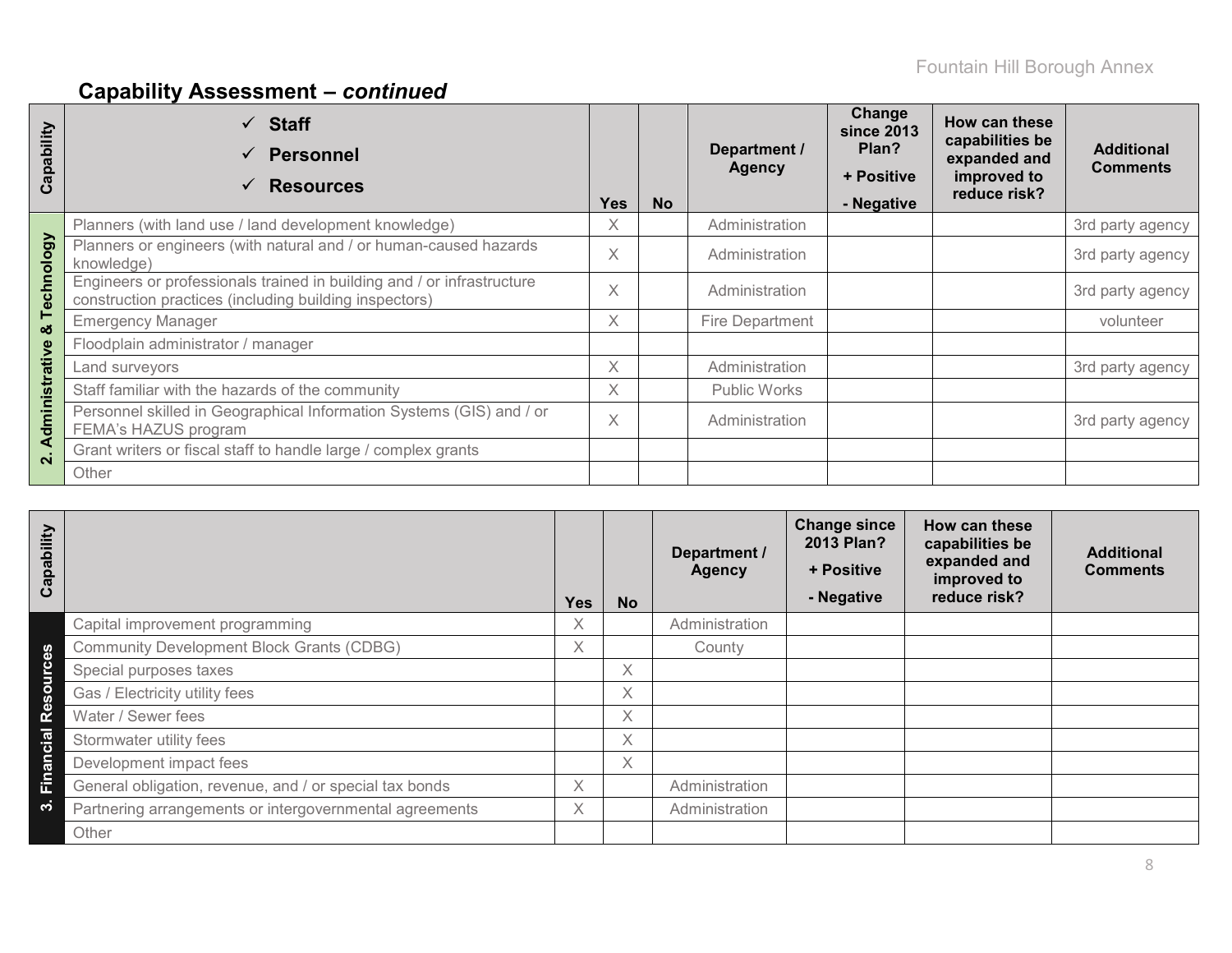## Capability Assessment – *continued*

| Capability | ✓ Staff ✓ Personnel ✓ Resources | Yes | No | Department / Agency | Change since 2013 Plan? + Positive - Negative | How can these capabilities be expanded and improved to reduce risk? | Additional Comments |
|---|---|---|---|---|---|---|---|
| 2. Administrative & Technology | Planners (with land use / land development knowledge) | X | | Administration | | | 3rd party agency |
| | Planners or engineers (with natural and / or human-caused hazards knowledge) | X | | Administration | | | 3rd party agency |
| | Engineers or professionals trained in building and / or infrastructure construction practices (including building inspectors) | X | | Administration | | | 3rd party agency |
| | Emergency Manager | X | | Fire Department | | | volunteer |
| | Floodplain administrator / manager | | | | | | |
| | Land surveyors | X | | Administration | | | 3rd party agency |
| | Staff familiar with the hazards of the community | X | | Public Works | | | |
| | Personnel skilled in Geographical Information Systems (GIS) and / or FEMA's HAZUS program | X | | Administration | | | 3rd party agency |
| | Grant writers or fiscal staff to handle large / complex grants | | | | | | |
| | Other | | | | | | |

| Capability | | Yes | No | Department / Agency | Change since 2013 Plan? + Positive - Negative | How can these capabilities be expanded and improved to reduce risk? | Additional Comments |
|---|---|---|---|---|---|---|---|
| 3. Financial Resources | Capital improvement programming | X | | Administration | | | |
| | Community Development Block Grants (CDBG) | X | | County | | | |
| | Special purposes taxes | | X | | | | |
| | Gas / Electricity utility fees | | X | | | | |
| | Water / Sewer fees | | X | | | | |
| | Stormwater utility fees | | X | | | | |
| | Development impact fees | | X | | | | |
| | General obligation, revenue, and / or special tax bonds | X | | Administration | | | |
| | Partnering arrangements or intergovernmental agreements | X | | Administration | | | |
| | Other | | | | | | |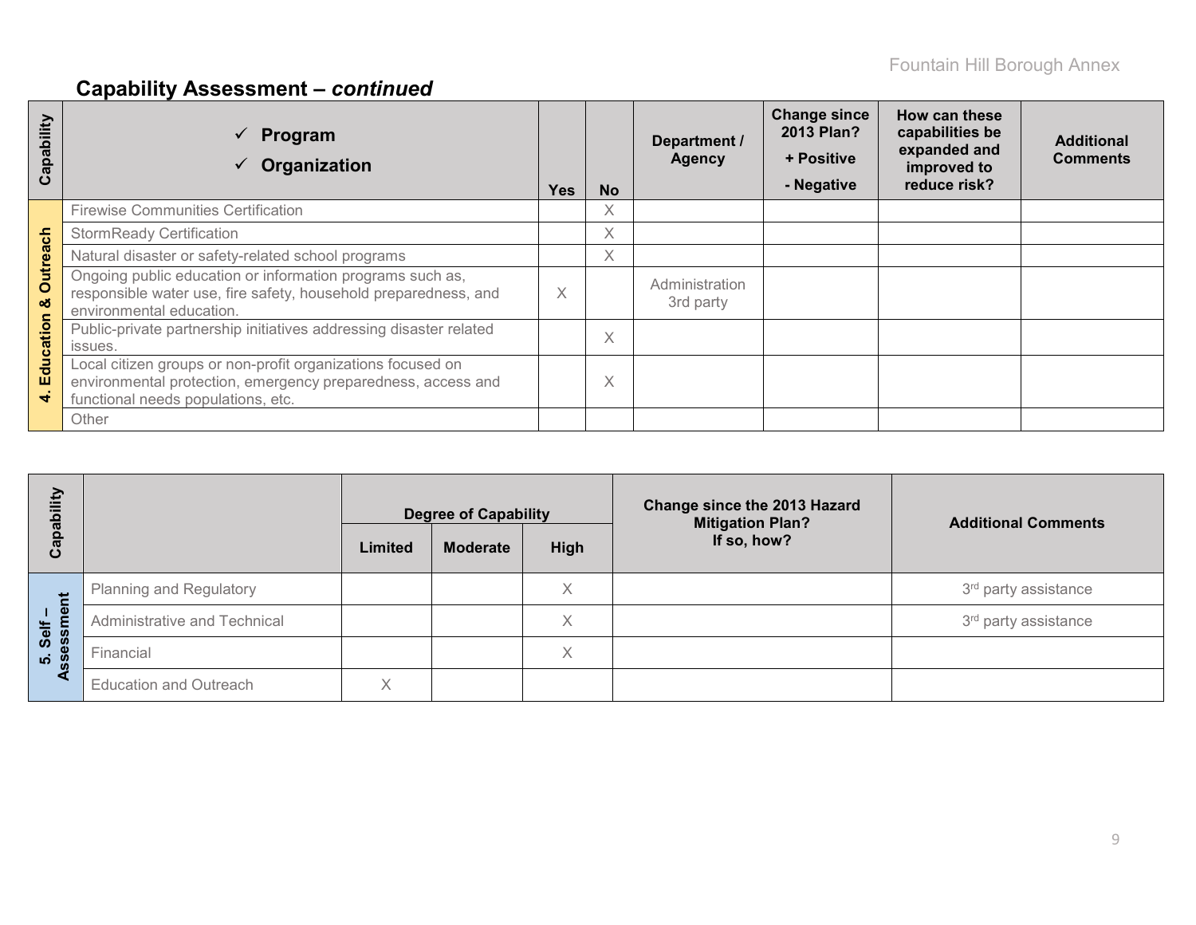## Capability Assessment – *continued*

| Capability | ✓ Program ✓ Organization | Yes | No | Department / Agency | Change since 2013 Plan? + Positive - Negative | How can these capabilities be expanded and improved to reduce risk? | Additional Comments |
|---|---|---|---|---|---|---|---|
| 4. Education & Outreach | Firewise Communities Certification | | X | | | | |
| | StormReady Certification | | X | | | | |
| | Natural disaster or safety-related school programs | | X | | | | |
| | Ongoing public education or information programs such as, responsible water use, fire safety, household preparedness, and environmental education. | X | | Administration 3rd party | | | |
| | Public-private partnership initiatives addressing disaster related issues. | | X | | | | |
| | Local citizen groups or non-profit organizations focused on environmental protection, emergency preparedness, access and functional needs populations, etc. | | X | | | | |
| | Other | | | | | | |

| Capability | | Degree of Capability | | | Change since the 2013 Hazard Mitigation Plan? If so, how? | Additional Comments |
|---|---|---|---|---|---|---|
| | | Limited | Moderate | High | | |
| 5. Self – Assessment | Planning and Regulatory | | | X | | 3rd party assistance |
| | Administrative and Technical | | | X | | 3rd party assistance |
| | Financial | | | X | | |
| | Education and Outreach | X | | | | |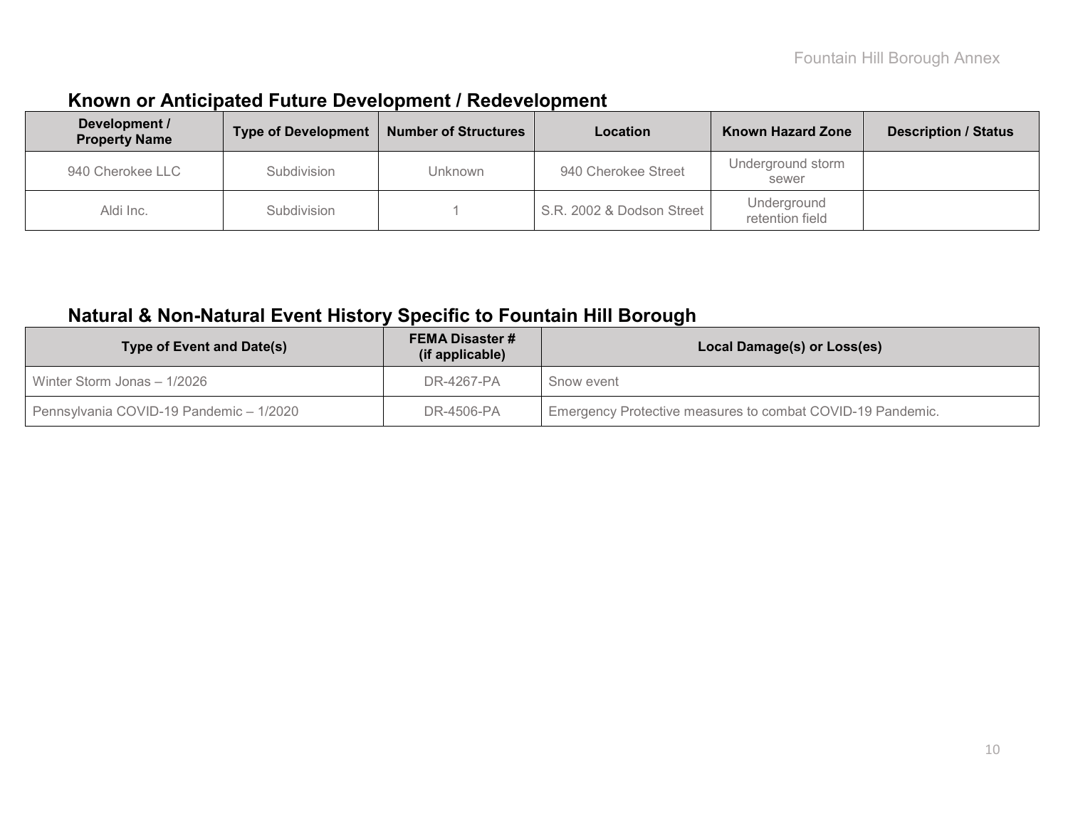## Known or Anticipated Future Development / Redevelopment

| Development / Property Name | Type of Development | Number of Structures | Location | Known Hazard Zone | Description / Status |
|---|---|---|---|---|---|
| 940 Cherokee LLC | Subdivision | Unknown | 940 Cherokee Street | Underground storm sewer | |
| Aldi Inc. | Subdivision | 1 | S.R. 2002 & Dodson Street | Underground retention field | |

## Natural & Non-Natural Event History Specific to Fountain Hill Borough

| Type of Event and Date(s) | FEMA Disaster # (if applicable) | Local Damage(s) or Loss(es) |
|---|---|---|
| Winter Storm Jonas – 1/2026 | DR-4267-PA | Snow event |
| Pennsylvania COVID-19 Pandemic – 1/2020 | DR-4506-PA | Emergency Protective measures to combat COVID-19 Pandemic. |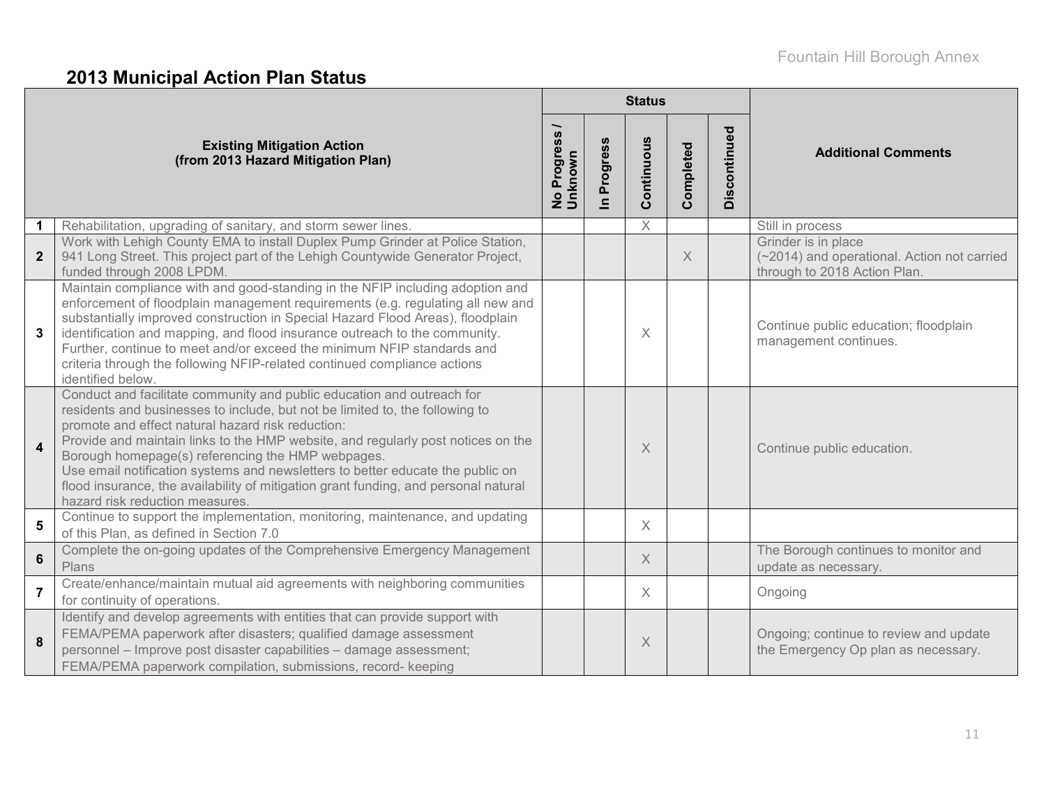## 2013 Municipal Action Plan Status

| | Existing Mitigation Action (from 2013 Hazard Mitigation Plan) | Status | | | | | Additional Comments |
|---|---|---|---|---|---|---|---|
| | | No Progress / Unknown | In Progress | Continuous | Completed | Discontinued | |
| 1 | Rehabilitation, upgrading of sanitary, and storm sewer lines. | | | X | | | Still in process |
| 2 | Work with Lehigh County EMA to install Duplex Pump Grinder at Police Station, 941 Long Street. This project part of the Lehigh Countywide Generator Project, funded through 2008 LPDM. | | | | X | | Grinder is in place (~2014) and operational. Action not carried through to 2018 Action Plan. |
| 3 | Maintain compliance with and good-standing in the NFIP including adoption and enforcement of floodplain management requirements (e.g. regulating all new and substantially improved construction in Special Hazard Flood Areas), floodplain identification and mapping, and flood insurance outreach to the community. Further, continue to meet and/or exceed the minimum NFIP standards and criteria through the following NFIP-related continued compliance actions identified below. | | | X | | | Continue public education; floodplain management continues. |
| 4 | Conduct and facilitate community and public education and outreach for residents and businesses to include, but not be limited to, the following to promote and effect natural hazard risk reduction:<br>Provide and maintain links to the HMP website, and regularly post notices on the Borough homepage(s) referencing the HMP webpages.<br>Use email notification systems and newsletters to better educate the public on flood insurance, the availability of mitigation grant funding, and personal natural hazard risk reduction measures. | | | X | | | Continue public education. |
| 5 | Continue to support the implementation, monitoring, maintenance, and updating of this Plan, as defined in Section 7.0 | | | X | | | |
| 6 | Complete the on-going updates of the Comprehensive Emergency Management Plans | | | X | | | The Borough continues to monitor and update as necessary. |
| 7 | Create/enhance/maintain mutual aid agreements with neighboring communities for continuity of operations. | | | X | | | Ongoing |
| 8 | Identify and develop agreements with entities that can provide support with FEMA/PEMA paperwork after disasters; qualified damage assessment personnel – Improve post disaster capabilities – damage assessment; FEMA/PEMA paperwork compilation, submissions, record- keeping | | | X | | | Ongoing; continue to review and update the Emergency Op plan as necessary. |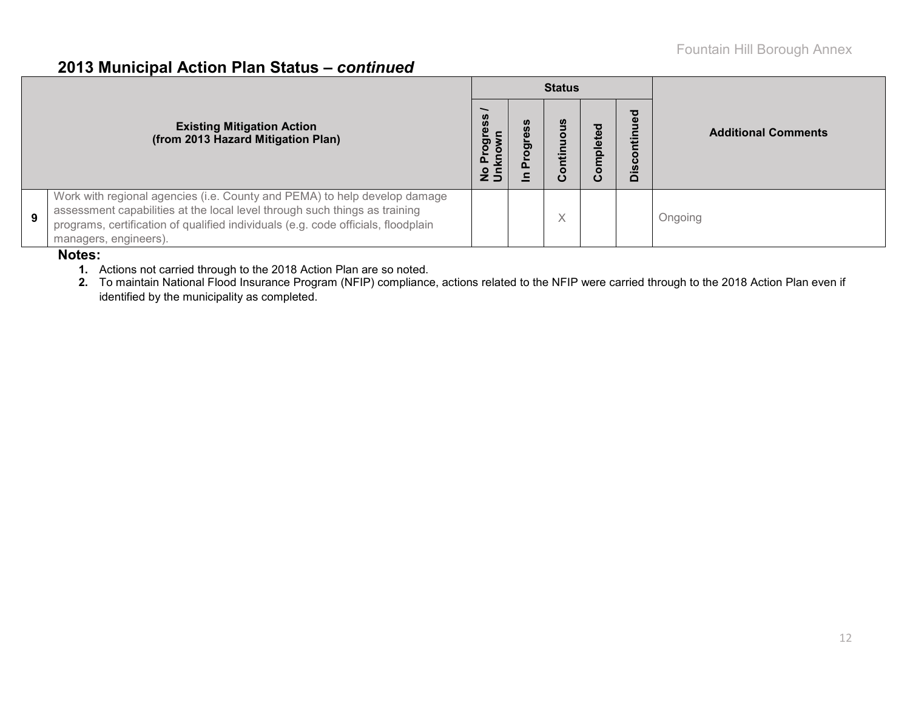## 2013 Municipal Action Plan Status – *continued*

| | Existing Mitigation Action (from 2013 Hazard Mitigation Plan) | Status | | | | | Additional Comments |
|---|---|---|---|---|---|---|---|
| | | No Progress / Unknown | In Progress | Continuous | Completed | Discontinued | |
| **9** | Work with regional agencies (i.e. County and PEMA) to help develop damage assessment capabilities at the local level through such things as training programs, certification of qualified individuals (e.g. code officials, floodplain managers, engineers). | | | X | | | Ongoing |

**Notes:**

1. Actions not carried through to the 2018 Action Plan are so noted.
2. To maintain National Flood Insurance Program (NFIP) compliance, actions related to the NFIP were carried through to the 2018 Action Plan even if identified by the municipality as completed.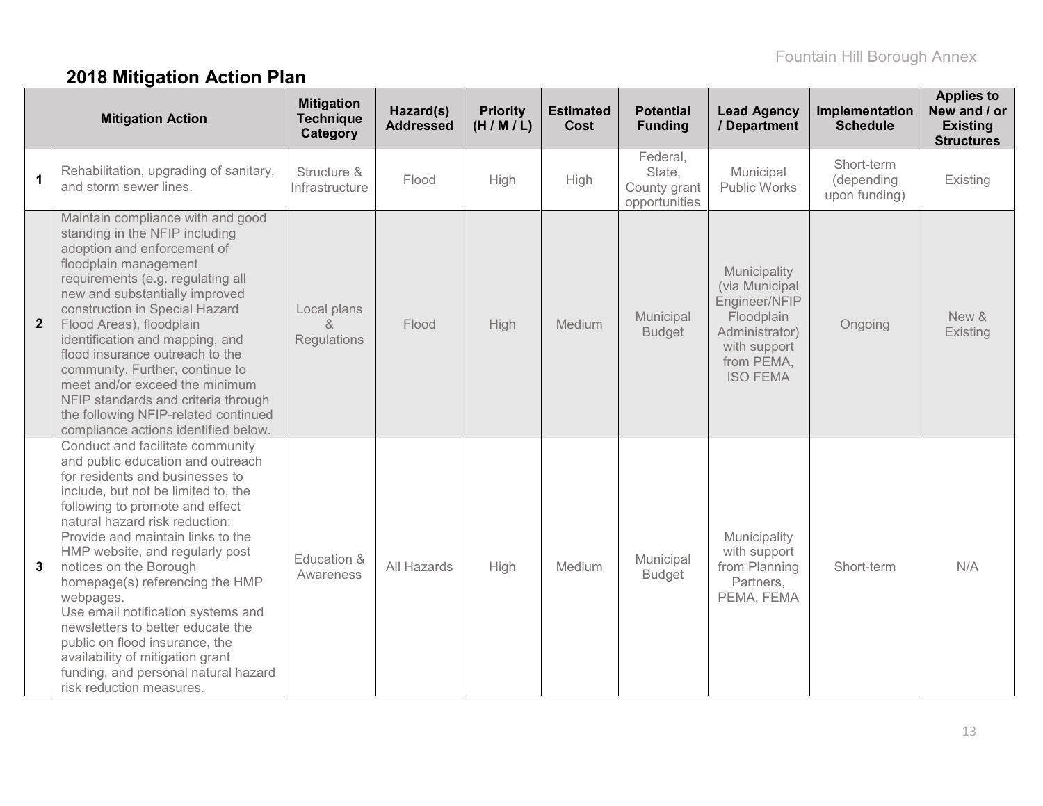## 2018 Mitigation Action Plan

| | Mitigation Action | Mitigation Technique Category | Hazard(s) Addressed | Priority (H / M / L) | Estimated Cost | Potential Funding | Lead Agency / Department | Implementation Schedule | Applies to New and / or Existing Structures |
|---|---|---|---|---|---|---|---|---|---|
| **1** | Rehabilitation, upgrading of sanitary, and storm sewer lines. | Structure & Infrastructure | Flood | High | High | Federal, State, County grant opportunities | Municipal Public Works | Short-term (depending upon funding) | Existing |
| **2** | Maintain compliance with and good standing in the NFIP including adoption and enforcement of floodplain management requirements (e.g. regulating all new and substantially improved construction in Special Hazard Flood Areas), floodplain identification and mapping, and flood insurance outreach to the community. Further, continue to meet and/or exceed the minimum NFIP standards and criteria through the following NFIP-related continued compliance actions identified below. | Local plans & Regulations | Flood | High | Medium | Municipal Budget | Municipality (via Municipal Engineer/NFIP Floodplain Administrator) with support from PEMA, ISO FEMA | Ongoing | New & Existing |
| **3** | Conduct and facilitate community and public education and outreach for residents and businesses to include, but not be limited to, the following to promote and effect natural hazard risk reduction: Provide and maintain links to the HMP website, and regularly post notices on the Borough homepage(s) referencing the HMP webpages. Use email notification systems and newsletters to better educate the public on flood insurance, the availability of mitigation grant funding, and personal natural hazard risk reduction measures. | Education & Awareness | All Hazards | High | Medium | Municipal Budget | Municipality with support from Planning Partners, PEMA, FEMA | Short-term | N/A |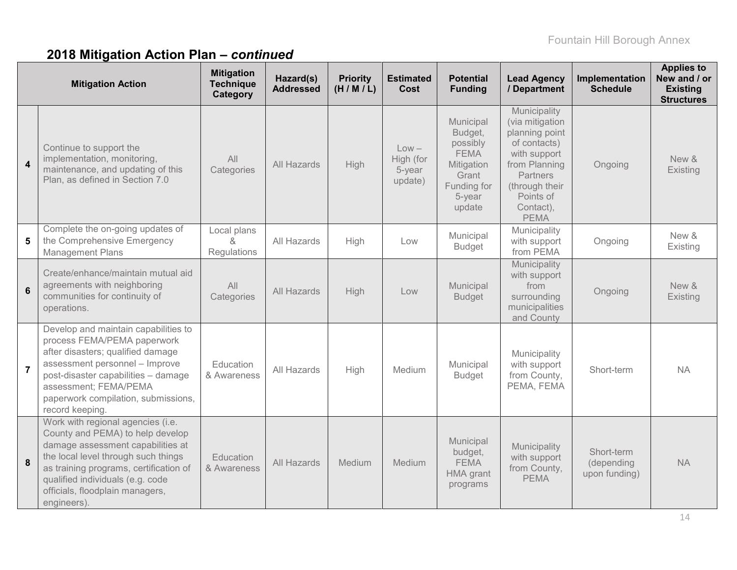## 2018 Mitigation Action Plan – *continued*

| | Mitigation Action | Mitigation Technique Category | Hazard(s) Addressed | Priority (H / M / L) | Estimated Cost | Potential Funding | Lead Agency / Department | Implementation Schedule | Applies to New and / or Existing Structures |
|---|---|---|---|---|---|---|---|---|---|
| 4 | Continue to support the implementation, monitoring, maintenance, and updating of this Plan, as defined in Section 7.0 | All Categories | All Hazards | High | Low – High (for 5-year update) | Municipal Budget, possibly FEMA Mitigation Grant Funding for 5-year update | Municipality (via mitigation planning point of contacts) with support from Planning Partners (through their Points of Contact), PEMA | Ongoing | New & Existing |
| 5 | Complete the on-going updates of the Comprehensive Emergency Management Plans | Local plans & Regulations | All Hazards | High | Low | Municipal Budget | Municipality with support from PEMA | Ongoing | New & Existing |
| 6 | Create/enhance/maintain mutual aid agreements with neighboring communities for continuity of operations. | All Categories | All Hazards | High | Low | Municipal Budget | Municipality with support from surrounding municipalities and County | Ongoing | New & Existing |
| 7 | Develop and maintain capabilities to process FEMA/PEMA paperwork after disasters; qualified damage assessment personnel – Improve post-disaster capabilities – damage assessment; FEMA/PEMA paperwork compilation, submissions, record keeping. | Education & Awareness | All Hazards | High | Medium | Municipal Budget | Municipality with support from County, PEMA, FEMA | Short-term | NA |
| 8 | Work with regional agencies (i.e. County and PEMA) to help develop damage assessment capabilities at the local level through such things as training programs, certification of qualified individuals (e.g. code officials, floodplain managers, engineers). | Education & Awareness | All Hazards | Medium | Medium | Municipal budget, FEMA HMA grant programs | Municipality with support from County, PEMA | Short-term (depending upon funding) | NA |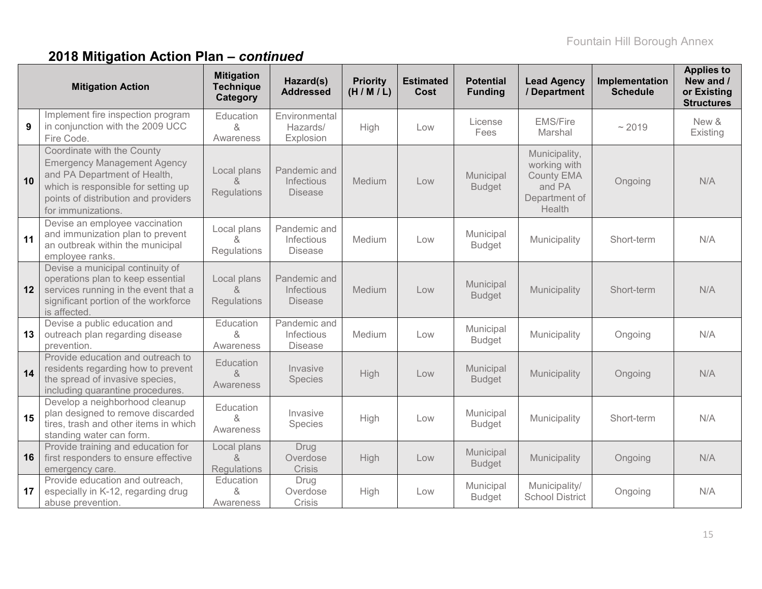## 2018 Mitigation Action Plan – *continued*

| | Mitigation Action | Mitigation Technique Category | Hazard(s) Addressed | Priority (H / M / L) | Estimated Cost | Potential Funding | Lead Agency / Department | Implementation Schedule | Applies to New and / or Existing Structures |
|---|---|---|---|---|---|---|---|---|---|
| 9 | Implement fire inspection program in conjunction with the 2009 UCC Fire Code. | Education & Awareness | Environmental Hazards/ Explosion | High | Low | License Fees | EMS/Fire Marshal | ~ 2019 | New & Existing |
| 10 | Coordinate with the County Emergency Management Agency and PA Department of Health, which is responsible for setting up points of distribution and providers for immunizations. | Local plans & Regulations | Pandemic and Infectious Disease | Medium | Low | Municipal Budget | Municipality, working with County EMA and PA Department of Health | Ongoing | N/A |
| 11 | Devise an employee vaccination and immunization plan to prevent an outbreak within the municipal employee ranks. | Local plans & Regulations | Pandemic and Infectious Disease | Medium | Low | Municipal Budget | Municipality | Short-term | N/A |
| 12 | Devise a municipal continuity of operations plan to keep essential services running in the event that a significant portion of the workforce is affected. | Local plans & Regulations | Pandemic and Infectious Disease | Medium | Low | Municipal Budget | Municipality | Short-term | N/A |
| 13 | Devise a public education and outreach plan regarding disease prevention. | Education & Awareness | Pandemic and Infectious Disease | Medium | Low | Municipal Budget | Municipality | Ongoing | N/A |
| 14 | Provide education and outreach to residents regarding how to prevent the spread of invasive species, including quarantine procedures. | Education & Awareness | Invasive Species | High | Low | Municipal Budget | Municipality | Ongoing | N/A |
| 15 | Develop a neighborhood cleanup plan designed to remove discarded tires, trash and other items in which standing water can form. | Education & Awareness | Invasive Species | High | Low | Municipal Budget | Municipality | Short-term | N/A |
| 16 | Provide training and education for first responders to ensure effective emergency care. | Local plans & Regulations | Drug Overdose Crisis | High | Low | Municipal Budget | Municipality | Ongoing | N/A |
| 17 | Provide education and outreach, especially in K-12, regarding drug abuse prevention. | Education & Awareness | Drug Overdose Crisis | High | Low | Municipal Budget | Municipality/ School District | Ongoing | N/A |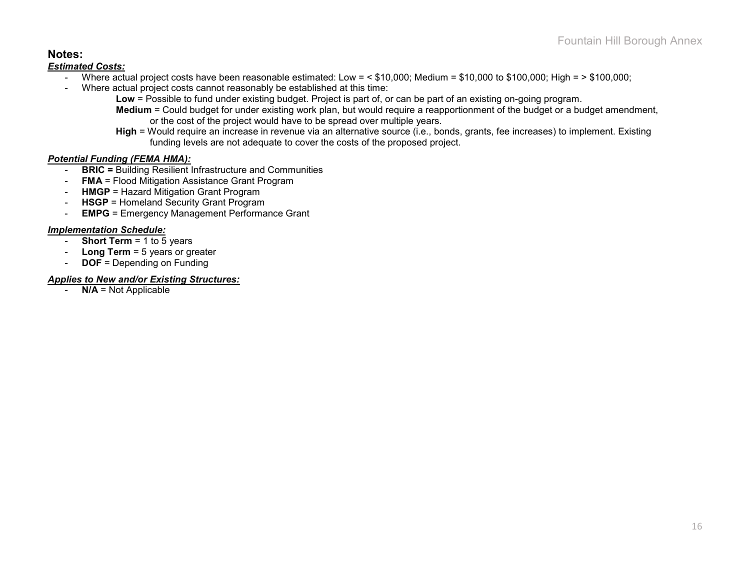## Notes:

***Estimated Costs:***

- Where actual project costs have been reasonable estimated: Low = < $10,000; Medium = $10,000 to $100,000; High = > $100,000;
- Where actual project costs cannot reasonably be established at this time:
  - **Low** = Possible to fund under existing budget. Project is part of, or can be part of an existing on-going program.
  - **Medium** = Could budget for under existing work plan, but would require a reapportionment of the budget or a budget amendment, or the cost of the project would have to be spread over multiple years.
  - **High** = Would require an increase in revenue via an alternative source (i.e., bonds, grants, fee increases) to implement. Existing funding levels are not adequate to cover the costs of the proposed project.

***Potential Funding (FEMA HMA):***

- **BRIC =** Building Resilient Infrastructure and Communities
- **FMA** = Flood Mitigation Assistance Grant Program
- **HMGP** = Hazard Mitigation Grant Program
- **HSGP** = Homeland Security Grant Program
- **EMPG** = Emergency Management Performance Grant

***Implementation Schedule:***

- **Short Term** = 1 to 5 years
- **Long Term** = 5 years or greater
- **DOF** = Depending on Funding

***Applies to New and/or Existing Structures:***

- **N/A** = Not Applicable